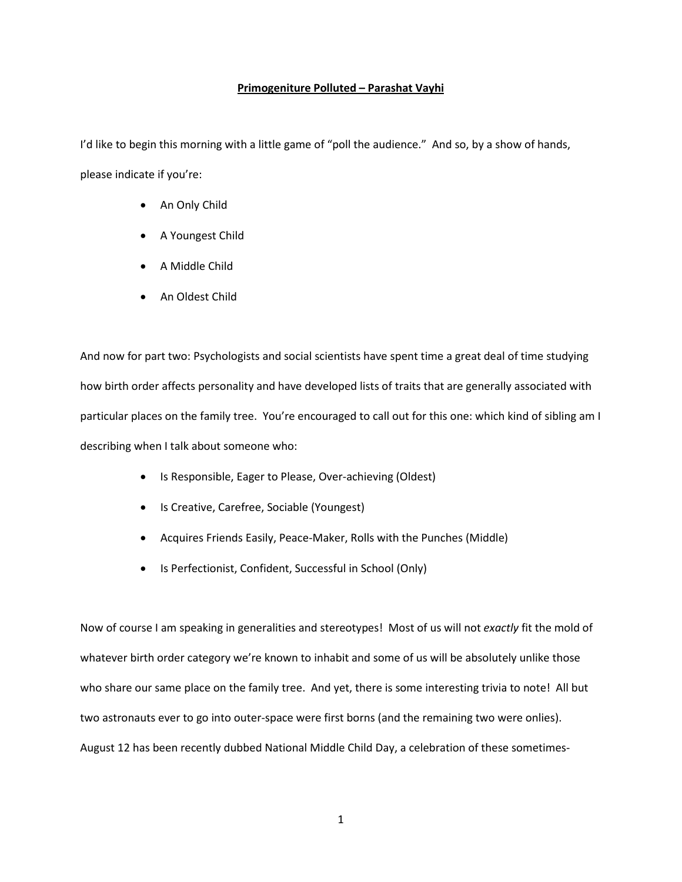**Primogeniture Polluted – Parashat Vayhi**

I'd like to begin this morning with a little game of "poll the audience." And so, by a show of hands, please indicate if you're:

- An Only Child
- A Youngest Child
- A Middle Child
- An Oldest Child

And now for part two: Psychologists and social scientists have spent time a great deal of time studying how birth order affects personality and have developed lists of traits that are generally associated with particular places on the family tree. You're encouraged to call out for this one: which kind of sibling am I describing when I talk about someone who:

- Is Responsible, Eager to Please, Over-achieving (Oldest)
- Is Creative, Carefree, Sociable (Youngest)
- Acquires Friends Easily, Peace-Maker, Rolls with the Punches (Middle)
- Is Perfectionist, Confident, Successful in School (Only)

Now of course I am speaking in generalities and stereotypes! Most of us will not *exactly* fit the mold of whatever birth order category we're known to inhabit and some of us will be absolutely unlike those who share our same place on the family tree. And yet, there is some interesting trivia to note! All but two astronauts ever to go into outer-space were first borns (and the remaining two were onlies). August 12 has been recently dubbed National Middle Child Day, a celebration of these sometimes-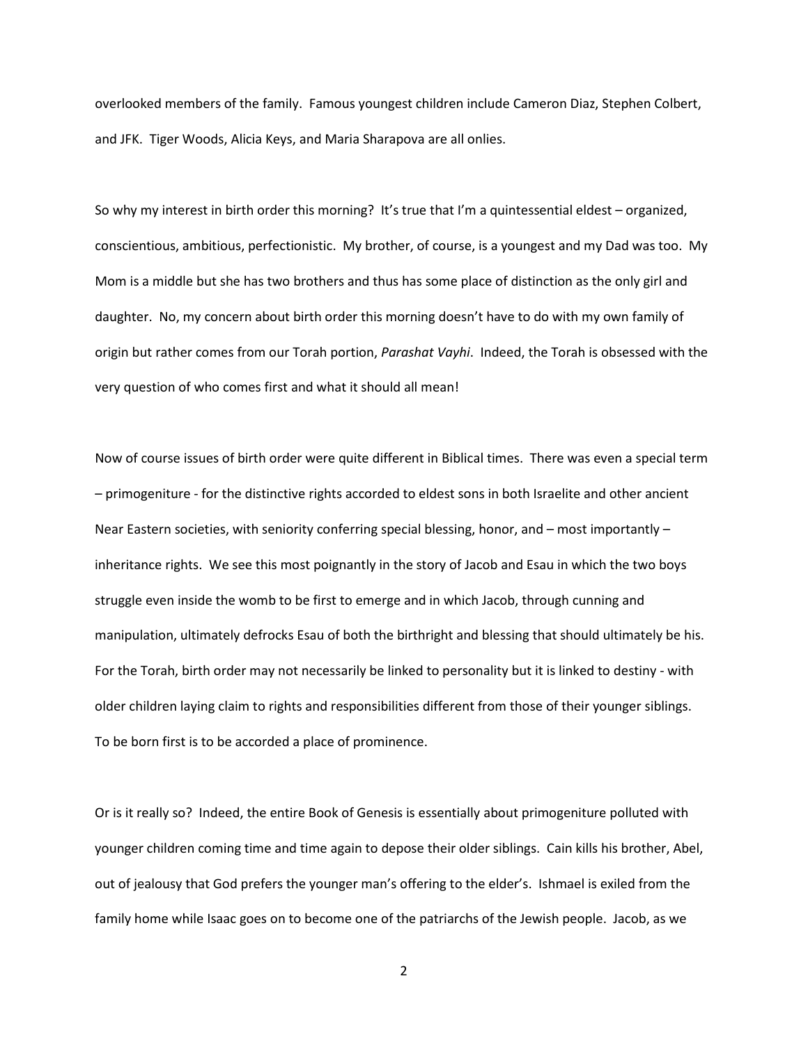overlooked members of the family. Famous youngest children include Cameron Diaz, Stephen Colbert, and JFK. Tiger Woods, Alicia Keys, and Maria Sharapova are all onlies.

So why my interest in birth order this morning? It's true that I'm a quintessential eldest – organized, conscientious, ambitious, perfectionistic. My brother, of course, is a youngest and my Dad was too. My Mom is a middle but she has two brothers and thus has some place of distinction as the only girl and daughter. No, my concern about birth order this morning doesn't have to do with my own family of origin but rather comes from our Torah portion, *Parashat Vayhi*. Indeed, the Torah is obsessed with the very question of who comes first and what it should all mean!

Now of course issues of birth order were quite different in Biblical times. There was even a special term – primogeniture - for the distinctive rights accorded to eldest sons in both Israelite and other ancient Near Eastern societies, with seniority conferring special blessing, honor, and – most importantly – inheritance rights. We see this most poignantly in the story of Jacob and Esau in which the two boys struggle even inside the womb to be first to emerge and in which Jacob, through cunning and manipulation, ultimately defrocks Esau of both the birthright and blessing that should ultimately be his. For the Torah, birth order may not necessarily be linked to personality but it is linked to destiny - with older children laying claim to rights and responsibilities different from those of their younger siblings. To be born first is to be accorded a place of prominence.

Or is it really so? Indeed, the entire Book of Genesis is essentially about primogeniture polluted with younger children coming time and time again to depose their older siblings. Cain kills his brother, Abel, out of jealousy that God prefers the younger man's offering to the elder's. Ishmael is exiled from the family home while Isaac goes on to become one of the patriarchs of the Jewish people. Jacob, as we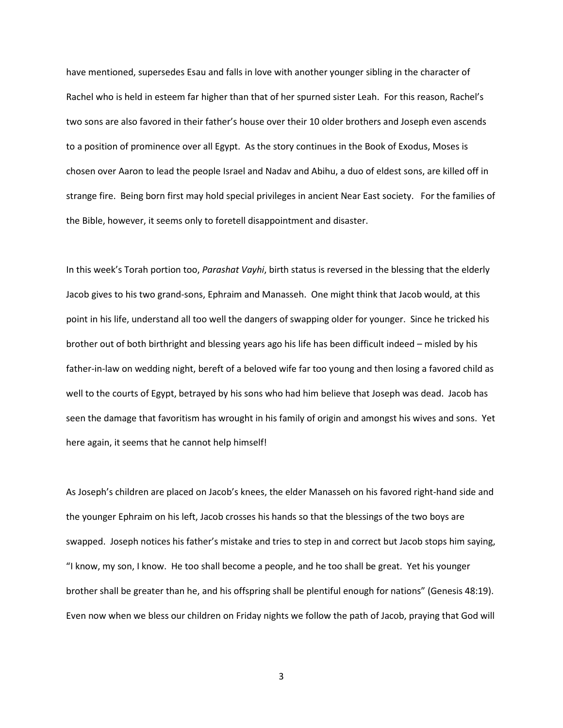have mentioned, supersedes Esau and falls in love with another younger sibling in the character of Rachel who is held in esteem far higher than that of her spurned sister Leah. For this reason, Rachel's two sons are also favored in their father's house over their 10 older brothers and Joseph even ascends to a position of prominence over all Egypt. As the story continues in the Book of Exodus, Moses is chosen over Aaron to lead the people Israel and Nadav and Abihu, a duo of eldest sons, are killed off in strange fire. Being born first may hold special privileges in ancient Near East society. For the families of the Bible, however, it seems only to foretell disappointment and disaster.

In this week's Torah portion too, *Parashat Vayhi*, birth status is reversed in the blessing that the elderly Jacob gives to his two grand-sons, Ephraim and Manasseh. One might think that Jacob would, at this point in his life, understand all too well the dangers of swapping older for younger. Since he tricked his brother out of both birthright and blessing years ago his life has been difficult indeed – misled by his father-in-law on wedding night, bereft of a beloved wife far too young and then losing a favored child as well to the courts of Egypt, betrayed by his sons who had him believe that Joseph was dead. Jacob has seen the damage that favoritism has wrought in his family of origin and amongst his wives and sons. Yet here again, it seems that he cannot help himself!

As Joseph's children are placed on Jacob's knees, the elder Manasseh on his favored right-hand side and the younger Ephraim on his left, Jacob crosses his hands so that the blessings of the two boys are swapped. Joseph notices his father's mistake and tries to step in and correct but Jacob stops him saying, "I know, my son, I know. He too shall become a people, and he too shall be great. Yet his younger brother shall be greater than he, and his offspring shall be plentiful enough for nations" (Genesis 48:19). Even now when we bless our children on Friday nights we follow the path of Jacob, praying that God will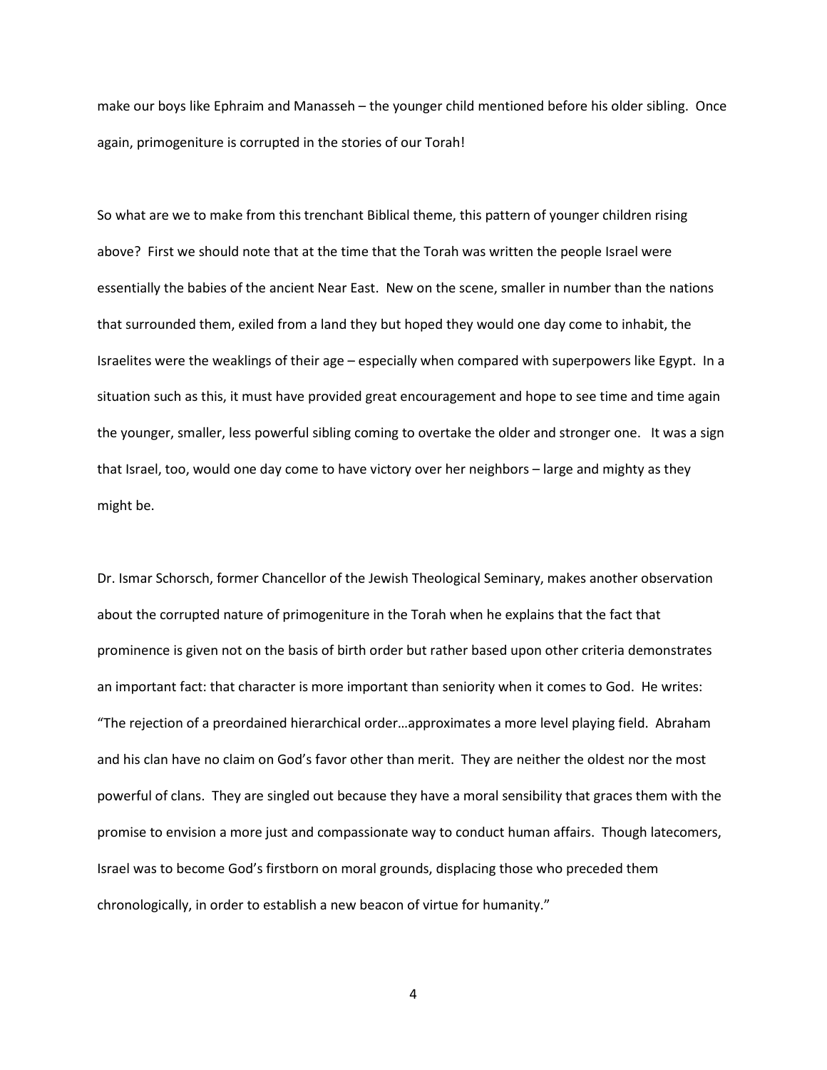make our boys like Ephraim and Manasseh – the younger child mentioned before his older sibling. Once again, primogeniture is corrupted in the stories of our Torah!

So what are we to make from this trenchant Biblical theme, this pattern of younger children rising above? First we should note that at the time that the Torah was written the people Israel were essentially the babies of the ancient Near East. New on the scene, smaller in number than the nations that surrounded them, exiled from a land they but hoped they would one day come to inhabit, the Israelites were the weaklings of their age – especially when compared with superpowers like Egypt. In a situation such as this, it must have provided great encouragement and hope to see time and time again the younger, smaller, less powerful sibling coming to overtake the older and stronger one. It was a sign that Israel, too, would one day come to have victory over her neighbors – large and mighty as they might be.

Dr. Ismar Schorsch, former Chancellor of the Jewish Theological Seminary, makes another observation about the corrupted nature of primogeniture in the Torah when he explains that the fact that prominence is given not on the basis of birth order but rather based upon other criteria demonstrates an important fact: that character is more important than seniority when it comes to God. He writes: "The rejection of a preordained hierarchical order…approximates a more level playing field. Abraham and his clan have no claim on God's favor other than merit. They are neither the oldest nor the most powerful of clans. They are singled out because they have a moral sensibility that graces them with the promise to envision a more just and compassionate way to conduct human affairs. Though latecomers, Israel was to become God's firstborn on moral grounds, displacing those who preceded them chronologically, in order to establish a new beacon of virtue for humanity."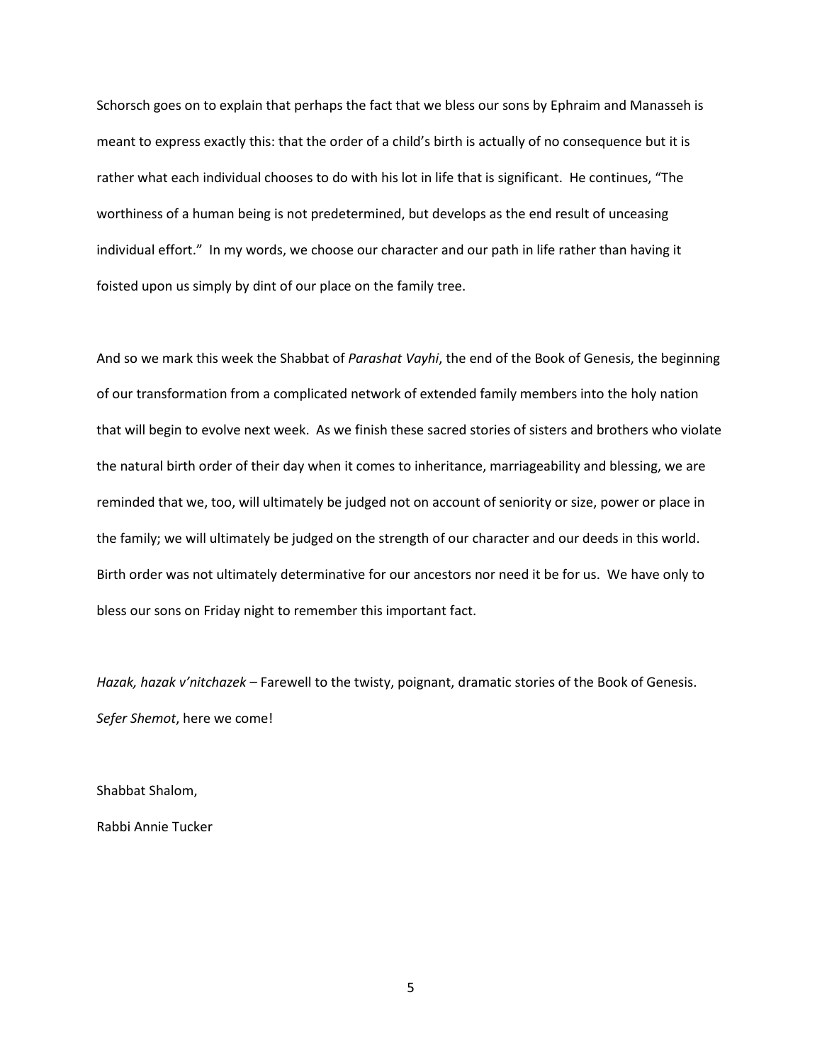Schorsch goes on to explain that perhaps the fact that we bless our sons by Ephraim and Manasseh is meant to express exactly this: that the order of a child's birth is actually of no consequence but it is rather what each individual chooses to do with his lot in life that is significant. He continues, "The worthiness of a human being is not predetermined, but develops as the end result of unceasing individual effort." In my words, we choose our character and our path in life rather than having it foisted upon us simply by dint of our place on the family tree.

And so we mark this week the Shabbat of *Parashat Vayhi*, the end of the Book of Genesis, the beginning of our transformation from a complicated network of extended family members into the holy nation that will begin to evolve next week. As we finish these sacred stories of sisters and brothers who violate the natural birth order of their day when it comes to inheritance, marriageability and blessing, we are reminded that we, too, will ultimately be judged not on account of seniority or size, power or place in the family; we will ultimately be judged on the strength of our character and our deeds in this world. Birth order was not ultimately determinative for our ancestors nor need it be for us. We have only to bless our sons on Friday night to remember this important fact.

*Hazak, hazak v'nitchazek* – Farewell to the twisty, poignant, dramatic stories of the Book of Genesis. *Sefer Shemot*, here we come!

Shabbat Shalom,

Rabbi Annie Tucker